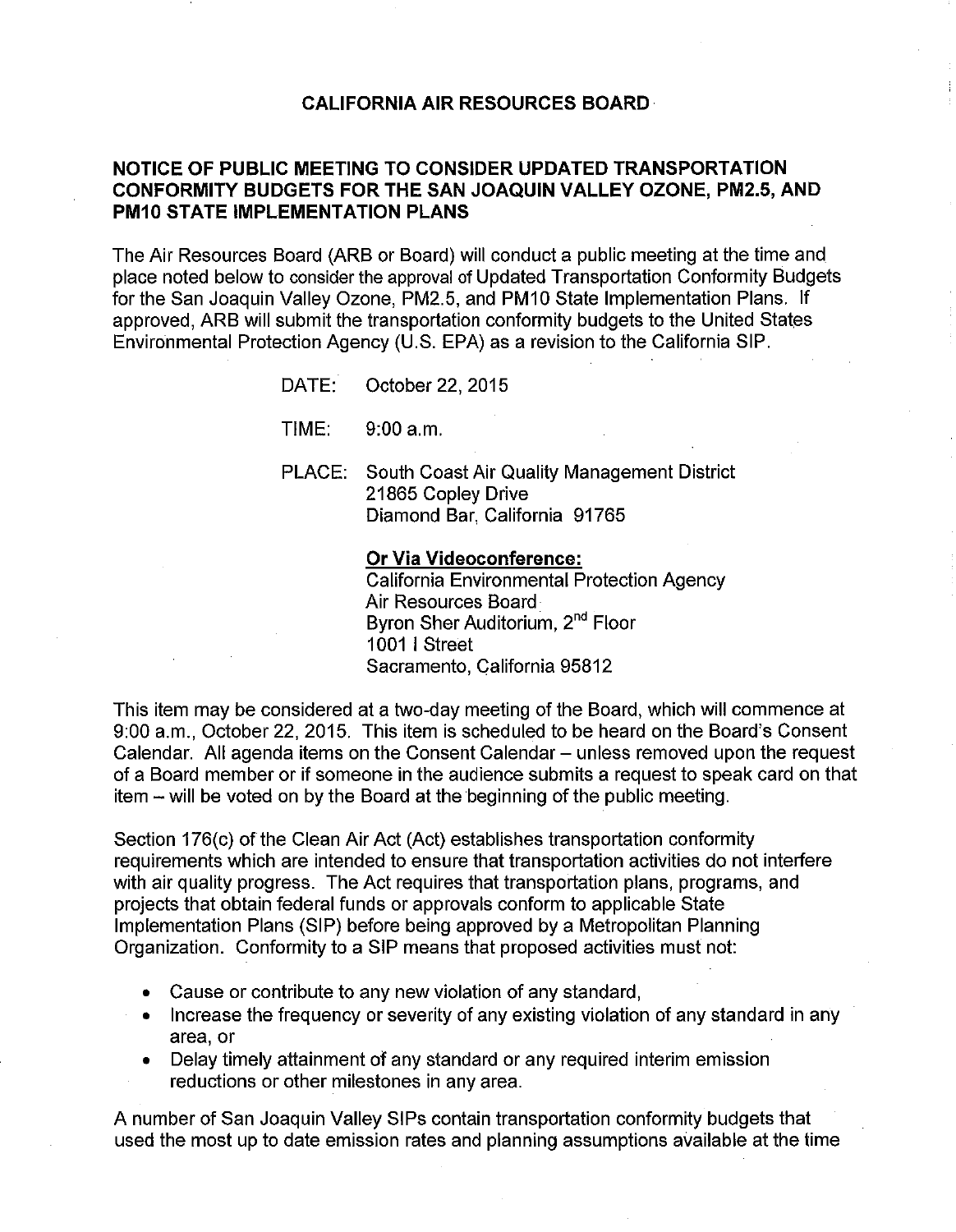# CALIFORNIA AIR RESOURCES BOARD

## NOTICE OF PUBLIC MEETING TO CONSIDER UPDATED TRANSPORTATION CONFORMITY BUDGETS FOR THE SAN JOAQUIN VALLEY OZONE, PM2.5, AND PM10 STATE IMPLEMENTATION PLANS

The Air Resources Board (ARB or Board) will conduct a public meeting at the time and place noted below to consider the approval of Updated Transportation Conformity Budgets for the San Joaquin Valley Ozone, PM2.5, and PM10 State Implementation Plans. If approved, ARB will submit the transportation conformity budgets to the United States Environmental Protection Agency (U.S. EPA) as a revision to the California SIP.

DATE: October 22, 2015

TIME: 9:00 a.m.

PLACE: South Coast Air Quality Management District
21865 Copley Drive
Diamond Bar, California 91765

**Or Via Videoconference:**
California Environmental Protection Agency
Air Resources Board
Byron Sher Auditorium, 2nd Floor
1001 I Street
Sacramento, California 95812

This item may be considered at a two-day meeting of the Board, which will commence at 9:00 a.m., October 22, 2015. This item is scheduled to be heard on the Board's Consent Calendar. All agenda items on the Consent Calendar – unless removed upon the request of a Board member or if someone in the audience submits a request to speak card on that item – will be voted on by the Board at the beginning of the public meeting.

Section 176(c) of the Clean Air Act (Act) establishes transportation conformity requirements which are intended to ensure that transportation activities do not interfere with air quality progress. The Act requires that transportation plans, programs, and projects that obtain federal funds or approvals conform to applicable State Implementation Plans (SIP) before being approved by a Metropolitan Planning Organization. Conformity to a SIP means that proposed activities must not:

- Cause or contribute to any new violation of any standard,
- Increase the frequency or severity of any existing violation of any standard in any area, or
- Delay timely attainment of any standard or any required interim emission reductions or other milestones in any area.

A number of San Joaquin Valley SIPs contain transportation conformity budgets that used the most up to date emission rates and planning assumptions available at the time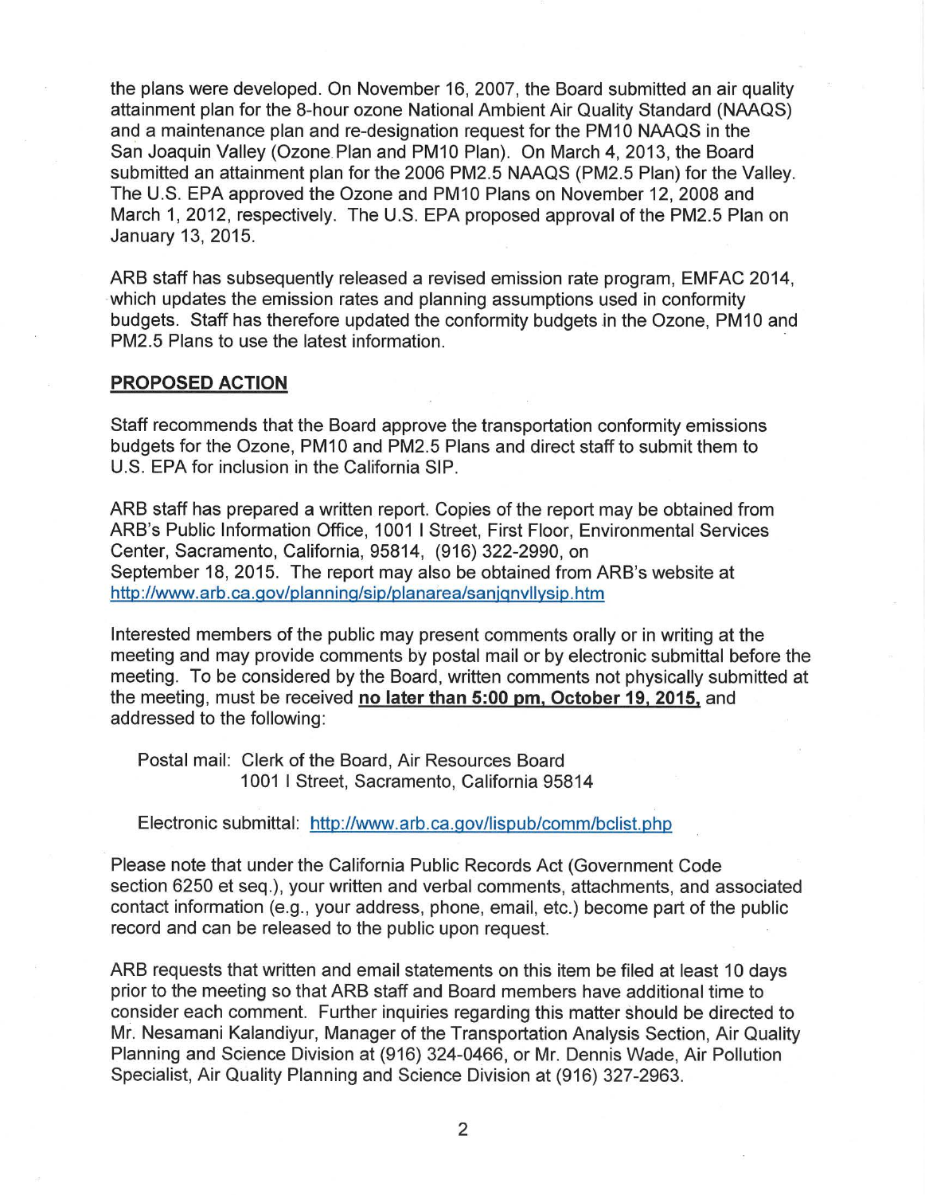the plans were developed. On November 16, 2007, the Board submitted an air quality attainment plan for the 8-hour ozone National Ambient Air Quality Standard (NAAQS) and a maintenance plan and re-designation request for the PM10 NAAQS in the San Joaquin Valley (Ozone Plan and PM10 Plan). On March 4, 2013, the Board submitted an attainment plan for the 2006 PM2.5 NAAQS (PM2.5 Plan) for the Valley. The U.S. EPA approved the Ozone and PM10 Plans on November 12, 2008 and March 1, 2012, respectively. The U.S. EPA proposed approval of the PM2.5 Plan on January 13, 2015.

ARB staff has subsequently released a revised emission rate program, EMFAC 2014, which updates the emission rates and planning assumptions used in conformity budgets. Staff has therefore updated the conformity budgets in the Ozone, PM10 and PM2.5 Plans to use the latest information.

## PROPOSED ACTION

Staff recommends that the Board approve the transportation conformity emissions budgets for the Ozone, PM10 and PM2.5 Plans and direct staff to submit them to U.S. EPA for inclusion in the California SIP.

ARB staff has prepared a written report. Copies of the report may be obtained from ARB's Public Information Office, 1001 I Street, First Floor, Environmental Services Center, Sacramento, California, 95814, (916) 322-2990, on September 18, 2015. The report may also be obtained from ARB's website at http://www.arb.ca.gov/planning/sip/planarea/sanjqnvllysip.htm

Interested members of the public may present comments orally or in writing at the meeting and may provide comments by postal mail or by electronic submittal before the meeting. To be considered by the Board, written comments not physically submitted at the meeting, must be received **no later than 5:00 pm, October 19, 2015,** and addressed to the following:

Postal mail: Clerk of the Board, Air Resources Board
1001 I Street, Sacramento, California 95814

Electronic submittal: http://www.arb.ca.gov/lispub/comm/bclist.php

Please note that under the California Public Records Act (Government Code section 6250 et seq.), your written and verbal comments, attachments, and associated contact information (e.g., your address, phone, email, etc.) become part of the public record and can be released to the public upon request.

ARB requests that written and email statements on this item be filed at least 10 days prior to the meeting so that ARB staff and Board members have additional time to consider each comment. Further inquiries regarding this matter should be directed to Mr. Nesamani Kalandiyur, Manager of the Transportation Analysis Section, Air Quality Planning and Science Division at (916) 324-0466, or Mr. Dennis Wade, Air Pollution Specialist, Air Quality Planning and Science Division at (916) 327-2963.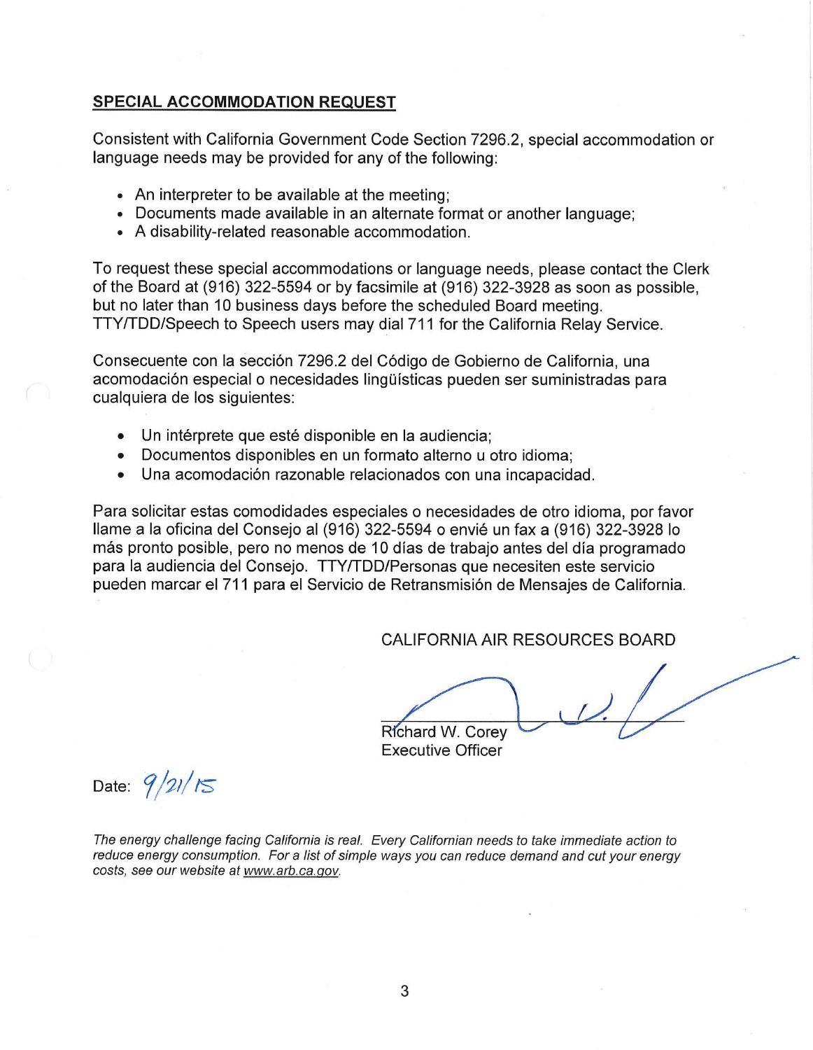**SPECIAL ACCOMMODATION REQUEST**

Consistent with California Government Code Section 7296.2, special accommodation or language needs may be provided for any of the following:

- An interpreter to be available at the meeting;
- Documents made available in an alternate format or another language;
- A disability-related reasonable accommodation.

To request these special accommodations or language needs, please contact the Clerk of the Board at (916) 322-5594 or by facsimile at (916) 322-3928 as soon as possible, but no later than 10 business days before the scheduled Board meeting. TTY/TDD/Speech to Speech users may dial 711 for the California Relay Service.

Consecuente con la sección 7296.2 del Código de Gobierno de California, una acomodación especial o necesidades lingüísticas pueden ser suministradas para cualquiera de los siguientes:

- Un intérprete que esté disponible en la audiencia;
- Documentos disponibles en un formato alterno u otro idioma;
- Una acomodación razonable relacionados con una incapacidad.

Para solicitar estas comodidades especiales o necesidades de otro idioma, por favor llame a la oficina del Consejo al (916) 322-5594 o envié un fax a (916) 322-3928 lo más pronto posible, pero no menos de 10 días de trabajo antes del día programado para la audiencia del Consejo. TTY/TDD/Personas que necesiten este servicio pueden marcar el 711 para el Servicio de Retransmisión de Mensajes de California.

CALIFORNIA AIR RESOURCES BOARD

Richard W. Corey
Executive Officer

Date: 9/21/15

*The energy challenge facing California is real. Every Californian needs to take immediate action to reduce energy consumption. For a list of simple ways you can reduce demand and cut your energy costs, see our website at www.arb.ca.gov.*